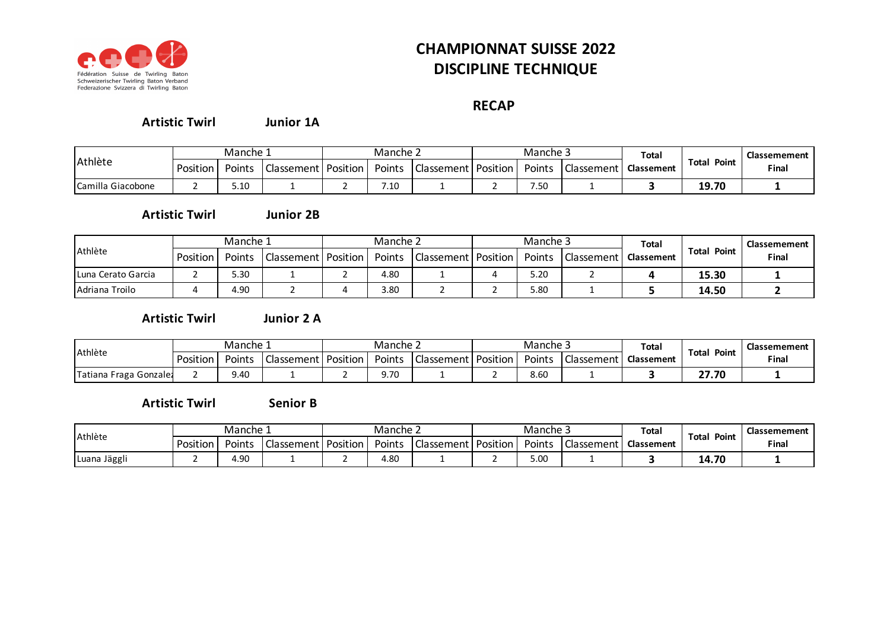Fédération Suisse de Twirling Baton
Schweizerischer Twirling Baton Verband
Federazione Svizzera di Twirling Baton

# CHAMPIONNAT SUISSE 2022
# DISCIPLINE TECHNIQUE

## RECAP

**Artistic Twirl** **Junior 1A**

| Athlète | Manche 1 | | | Manche 2 | | | Manche 3 | | | Total Classement | Total Point | Classement Final |
|---|---|---|---|---|---|---|---|---|---|---|---|---|
| | Position | Points | Classement | Position | Points | Classement | Position | Points | Classement | | | |
| Camilla Giacobone | 2 | 5.10 | 1 | 2 | 7.10 | 1 | 2 | 7.50 | 1 | **3** | **19.70** | **1** |

**Artistic Twirl** **Junior 2B**

| Athlète | Manche 1 | | | Manche 2 | | | Manche 3 | | | Total Classement | Total Point | Classement Final |
|---|---|---|---|---|---|---|---|---|---|---|---|---|
| | Position | Points | Classement | Position | Points | Classement | Position | Points | Classement | | | |
| Luna Cerato Garcia | 2 | 5.30 | 1 | 2 | 4.80 | 1 | 4 | 5.20 | 2 | **4** | **15.30** | **1** |
| Adriana Troilo | 4 | 4.90 | 2 | 4 | 3.80 | 2 | 2 | 5.80 | 1 | **5** | **14.50** | **2** |

**Artistic Twirl** **Junior 2 A**

| Athlète | Manche 1 | | | Manche 2 | | | Manche 3 | | | Total Classement | Total Point | Classement Final |
|---|---|---|---|---|---|---|---|---|---|---|---|---|
| | Position | Points | Classement | Position | Points | Classement | Position | Points | Classement | | | |
| Tatiana Fraga Gonzalez | 2 | 9.40 | 1 | 2 | 9.70 | 1 | 2 | 8.60 | 1 | **3** | **27.70** | **1** |

**Artistic Twirl** **Senior B**

| Athlète | Manche 1 | | | Manche 2 | | | Manche 3 | | | Total Classement | Total Point | Classement Final |
|---|---|---|---|---|---|---|---|---|---|---|---|---|
| | Position | Points | Classement | Position | Points | Classement | Position | Points | Classement | | | |
| Luana Jäggli | 2 | 4.90 | 1 | 2 | 4.80 | 1 | 2 | 5.00 | 1 | **3** | **14.70** | **1** |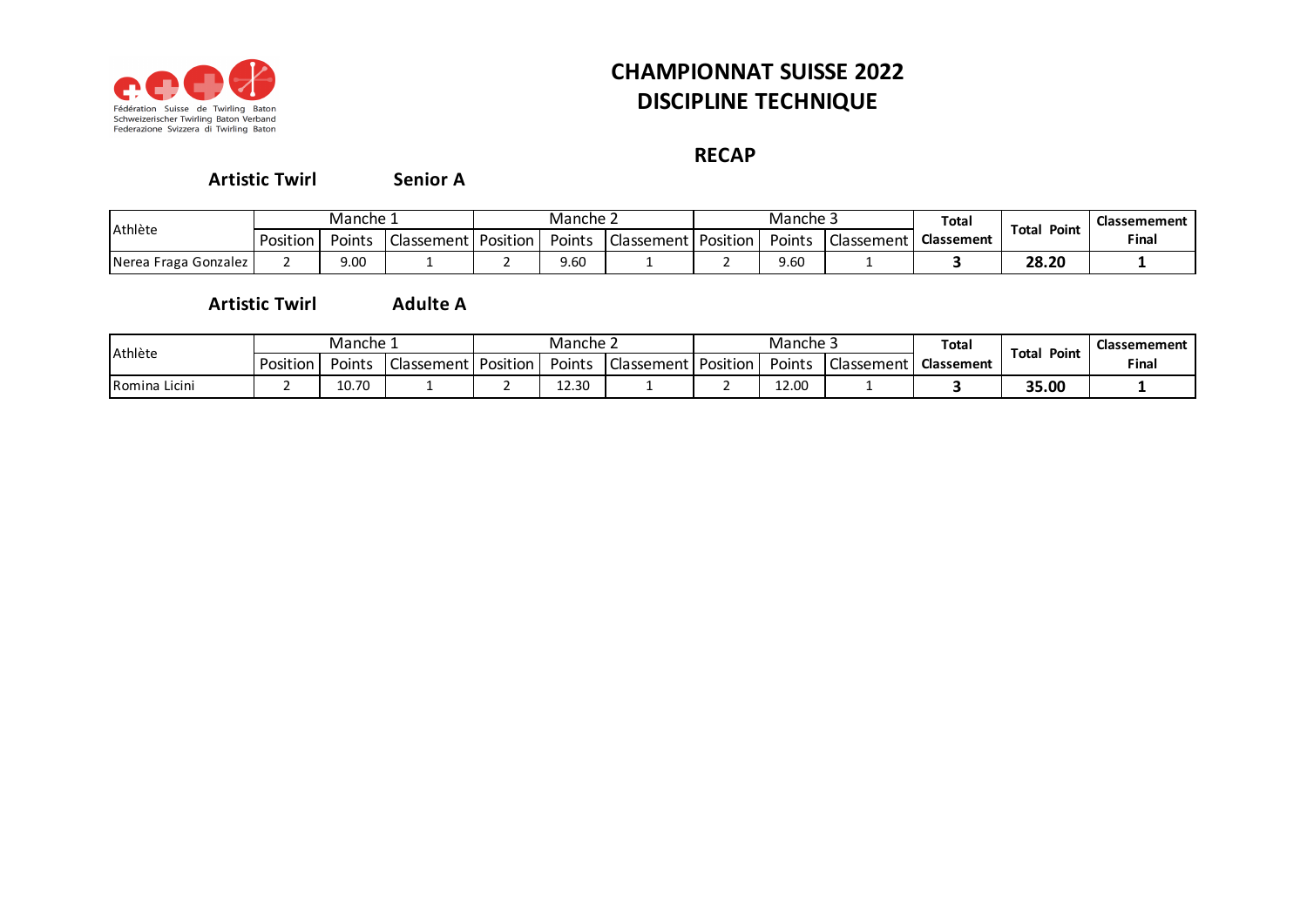Fédération Suisse de Twirling Baton
Schweizerischer Twirling Baton Verband
Federazione Svizzera di Twirling Baton

# CHAMPIONNAT SUISSE 2022
# DISCIPLINE TECHNIQUE

## RECAP

**Artistic Twirl** **Senior A**

| Athlète | Manche 1 | | | Manche 2 | | | Manche 3 | | | Total Classement | Total Point | Classement Final |
|---|---|---|---|---|---|---|---|---|---|---|---|---|
| | Position | Points | Classement | Position | Points | Classement | Position | Points | Classement | | | |
| Nerea Fraga Gonzalez | 2 | 9.00 | 1 | 2 | 9.60 | 1 | 2 | 9.60 | 1 | **3** | **28.20** | **1** |

**Artistic Twirl** **Adulte A**

| Athlète | Manche 1 | | | Manche 2 | | | Manche 3 | | | Total Classement | Total Point | Classement Final |
|---|---|---|---|---|---|---|---|---|---|---|---|---|
| | Position | Points | Classement | Position | Points | Classement | Position | Points | Classement | | | |
| Romina Licini | 2 | 10.70 | 1 | 2 | 12.30 | 1 | 2 | 12.00 | 1 | **3** | **35.00** | **1** |